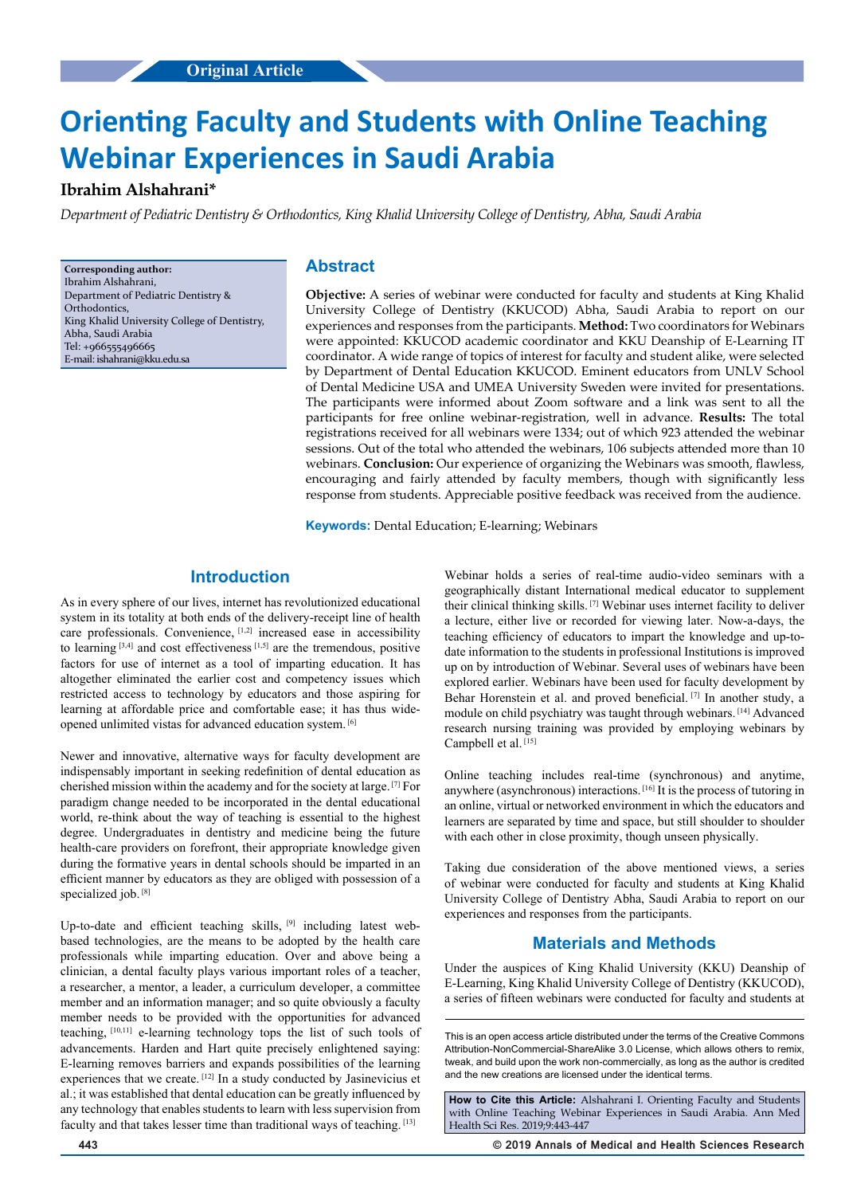Original Article

# Orienting Faculty and Students with Online Teaching Webinar Experiences in Saudi Arabia

**Ibrahim Alshahrani***

*Department of Pediatric Dentistry & Orthodontics, King Khalid University College of Dentistry, Abha, Saudi Arabia*

**Corresponding author:**
Ibrahim Alshahrani,
Department of Pediatric Dentistry & Orthodontics,
King Khalid University College of Dentistry,
Abha, Saudi Arabia
Tel: +966555496665
E-mail: ishahrani@kku.edu.sa

## Abstract

**Objective:** A series of webinar were conducted for faculty and students at King Khalid University College of Dentistry (KKUCOD) Abha, Saudi Arabia to report on our experiences and responses from the participants. **Method:** Two coordinators for Webinars were appointed: KKUCOD academic coordinator and KKU Deanship of E-Learning IT coordinator. A wide range of topics of interest for faculty and student alike, were selected by Department of Dental Education KKUCOD. Eminent educators from UNLV School of Dental Medicine USA and UMEA University Sweden were invited for presentations. The participants were informed about Zoom software and a link was sent to all the participants for free online webinar-registration, well in advance. **Results:** The total registrations received for all webinars were 1334; out of which 923 attended the webinar sessions. Out of the total who attended the webinars, 106 subjects attended more than 10 webinars. **Conclusion:** Our experience of organizing the Webinars was smooth, flawless, encouraging and fairly attended by faculty members, though with significantly less response from students. Appreciable positive feedback was received from the audience.

**Keywords:** Dental Education; E-learning; Webinars

## Introduction

As in every sphere of our lives, internet has revolutionized educational system in its totality at both ends of the delivery-receipt line of health care professionals. Convenience, [1,2] increased ease in accessibility to learning [3,4] and cost effectiveness [1,5] are the tremendous, positive factors for use of internet as a tool of imparting education. It has altogether eliminated the earlier cost and competency issues which restricted access to technology by educators and those aspiring for learning at affordable price and comfortable ease; it has thus wide-opened unlimited vistas for advanced education system. [6]

Newer and innovative, alternative ways for faculty development are indispensably important in seeking redefinition of dental education as cherished mission within the academy and for the society at large. [7] For paradigm change needed to be incorporated in the dental educational world, re-think about the way of teaching is essential to the highest degree. Undergraduates in dentistry and medicine being the future health-care providers on forefront, their appropriate knowledge given during the formative years in dental schools should be imparted in an efficient manner by educators as they are obliged with possession of a specialized job. [8]

Up-to-date and efficient teaching skills, [9] including latest web-based technologies, are the means to be adopted by the health care professionals while imparting education. Over and above being a clinician, a dental faculty plays various important roles of a teacher, a researcher, a mentor, a leader, a curriculum developer, a committee member and an information manager; and so quite obviously a faculty member needs to be provided with the opportunities for advanced teaching, [10,11] e-learning technology tops the list of such tools of advancements. Harden and Hart quite precisely enlightened saying: E-learning removes barriers and expands possibilities of the learning experiences that we create. [12] In a study conducted by Jasinevicius et al.; it was established that dental education can be greatly influenced by any technology that enables students to learn with less supervision from faculty and that takes lesser time than traditional ways of teaching. [13]

Webinar holds a series of real-time audio-video seminars with a geographically distant International medical educator to supplement their clinical thinking skills. [7] Webinar uses internet facility to deliver a lecture, either live or recorded for viewing later. Now-a-days, the teaching efficiency of educators to impart the knowledge and up-to-date information to the students in professional Institutions is improved up on by introduction of Webinar. Several uses of webinars have been explored earlier. Webinars have been used for faculty development by Behar Horenstein et al. and proved beneficial. [7] In another study, a module on child psychiatry was taught through webinars. [14] Advanced research nursing training was provided by employing webinars by Campbell et al. [15]

Online teaching includes real-time (synchronous) and anytime, anywhere (asynchronous) interactions. [16] It is the process of tutoring in an online, virtual or networked environment in which the educators and learners are separated by time and space, but still shoulder to shoulder with each other in close proximity, though unseen physically.

Taking due consideration of the above mentioned views, a series of webinar were conducted for faculty and students at King Khalid University College of Dentistry Abha, Saudi Arabia to report on our experiences and responses from the participants.

## Materials and Methods

Under the auspices of King Khalid University (KKU) Deanship of E-Learning, King Khalid University College of Dentistry (KKUCOD), a series of fifteen webinars were conducted for faculty and students at

This is an open access article distributed under the terms of the Creative Commons Attribution-NonCommercial-ShareAlike 3.0 License, which allows others to remix, tweak, and build upon the work non-commercially, as long as the author is credited and the new creations are licensed under the identical terms.

**How to Cite this Article:** Alshahrani I. Orienting Faculty and Students with Online Teaching Webinar Experiences in Saudi Arabia. Ann Med Health Sci Res. 2019;9:443-447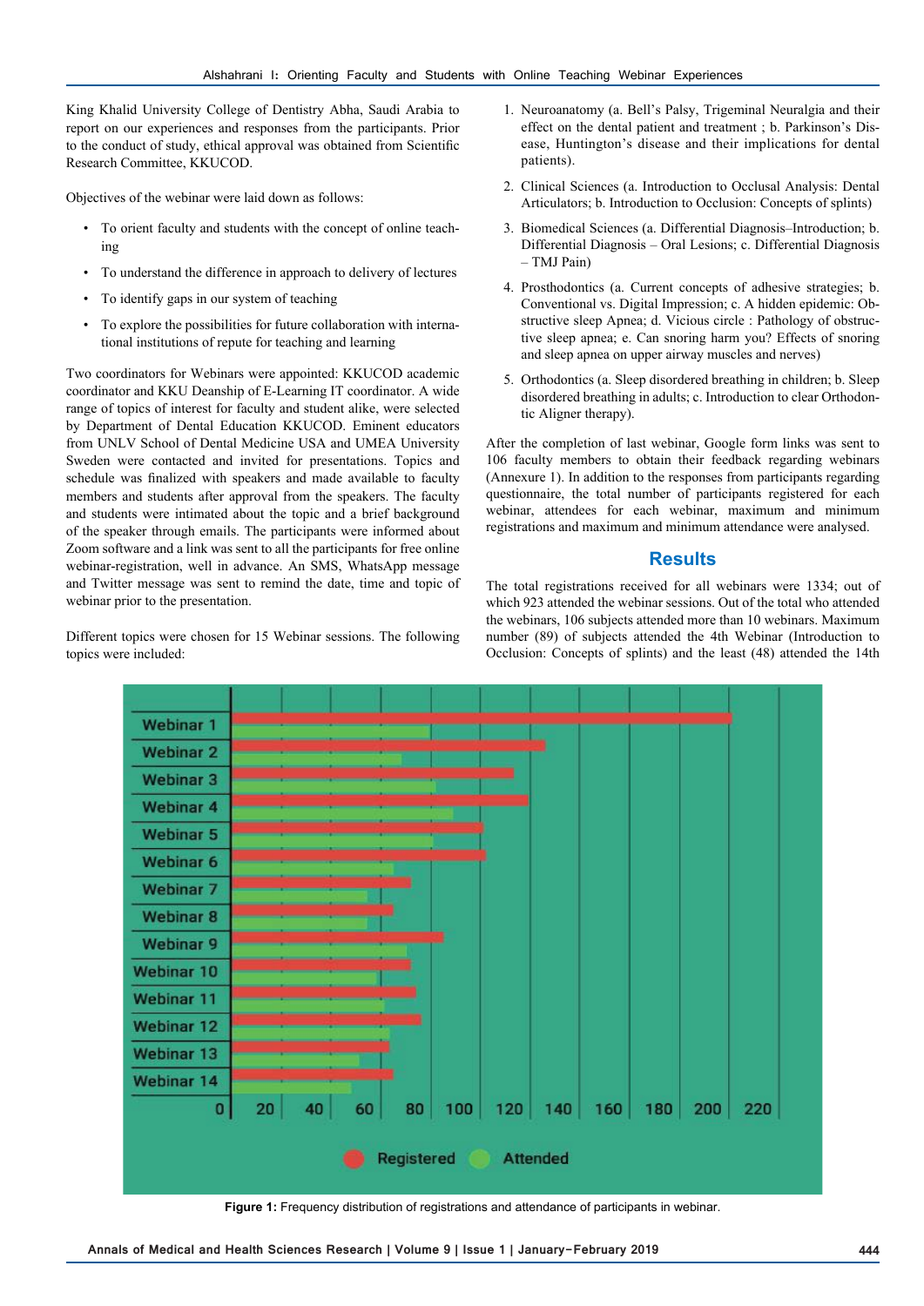King Khalid University College of Dentistry Abha, Saudi Arabia to report on our experiences and responses from the participants. Prior to the conduct of study, ethical approval was obtained from Scientific Research Committee, KKUCOD.

Objectives of the webinar were laid down as follows:

- To orient faculty and students with the concept of online teaching
- To understand the difference in approach to delivery of lectures
- To identify gaps in our system of teaching
- To explore the possibilities for future collaboration with international institutions of repute for teaching and learning

Two coordinators for Webinars were appointed: KKUCOD academic coordinator and KKU Deanship of E-Learning IT coordinator. A wide range of topics of interest for faculty and student alike, were selected by Department of Dental Education KKUCOD. Eminent educators from UNLV School of Dental Medicine USA and UMEA University Sweden were contacted and invited for presentations. Topics and schedule was finalized with speakers and made available to faculty members and students after approval from the speakers. The faculty and students were intimated about the topic and a brief background of the speaker through emails. The participants were informed about Zoom software and a link was sent to all the participants for free online webinar-registration, well in advance. An SMS, WhatsApp message and Twitter message was sent to remind the date, time and topic of webinar prior to the presentation.

Different topics were chosen for 15 Webinar sessions. The following topics were included:

1. Neuroanatomy (a. Bell's Palsy, Trigeminal Neuralgia and their effect on the dental patient and treatment ; b. Parkinson's Disease, Huntington's disease and their implications for dental patients).
2. Clinical Sciences (a. Introduction to Occlusal Analysis: Dental Articulators; b. Introduction to Occlusion: Concepts of splints)
3. Biomedical Sciences (a. Differential Diagnosis–Introduction; b. Differential Diagnosis – Oral Lesions; c. Differential Diagnosis – TMJ Pain)
4. Prosthodontics (a. Current concepts of adhesive strategies; b. Conventional vs. Digital Impression; c. A hidden epidemic: Obstructive sleep Apnea; d. Vicious circle : Pathology of obstructive sleep apnea; e. Can snoring harm you? Effects of snoring and sleep apnea on upper airway muscles and nerves)
5. Orthodontics (a. Sleep disordered breathing in children; b. Sleep disordered breathing in adults; c. Introduction to clear Orthodontic Aligner therapy).

After the completion of last webinar, Google form links was sent to 106 faculty members to obtain their feedback regarding webinars (Annexure 1). In addition to the responses from participants regarding questionnaire, the total number of participants registered for each webinar, attendees for each webinar, maximum and minimum registrations and maximum and minimum attendance were analysed.

## Results

The total registrations received for all webinars were 1334; out of which 923 attended the webinar sessions. Out of the total who attended the webinars, 106 subjects attended more than 10 webinars. Maximum number (89) of subjects attended the 4th Webinar (Introduction to Occlusion: Concepts of splints) and the least (48) attended the 14th

**Figure 1:** Frequency distribution of registrations and attendance of participants in webinar.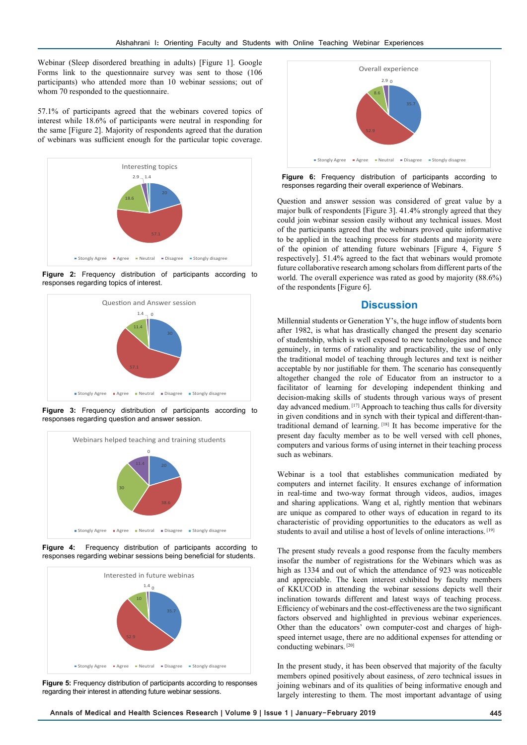Webinar (Sleep disordered breathing in adults) [Figure 1]. Google Forms link to the questionnaire survey was sent to those (106 participants) who attended more than 10 webinar sessions; out of whom 70 responded to the questionnaire.

57.1% of participants agreed that the webinars covered topics of interest while 18.6% of participants were neutral in responding for the same [Figure 2]. Majority of respondents agreed that the duration of webinars was sufficient enough for the particular topic coverage.

**Figure 2:** Frequency distribution of participants according to responses regarding topics of interest.

**Figure 3:** Frequency distribution of participants according to responses regarding question and answer session.

**Figure 4:** Frequency distribution of participants according to responses regarding webinar sessions being beneficial for students.

**Figure 5:** Frequency distribution of participants according to responses regarding their interest in attending future webinar sessions.

**Figure 6:** Frequency distribution of participants according to responses regarding their overall experience of Webinars.

Question and answer session was considered of great value by a major bulk of respondents [Figure 3]. 41.4% strongly agreed that they could join webinar session easily without any technical issues. Most of the participants agreed that the webinars proved quite informative to be applied in the teaching process and majority were of the opinion of attending future webinars [Figure 4, Figure 5 respectively]. 51.4% agreed to the fact that webinars would promote future collaborative research among scholars from different parts of the world. The overall experience was rated as good by majority (88.6%) of the respondents [Figure 6].

## Discussion

Millennial students or Generation Y's, the huge inflow of students born after 1982, is what has drastically changed the present day scenario of studentship, which is well exposed to new technologies and hence genuinely, in terms of rationality and practicability, the use of only the traditional model of teaching through lectures and text is neither acceptable by nor justifiable for them. The scenario has consequently altogether changed the role of Educator from an instructor to a facilitator of learning for developing independent thinking and decision-making skills of students through various ways of present day advanced medium.[17] Approach to teaching thus calls for diversity in given conditions and in synch with their typical and different-than-traditional demand of learning.[18] It has become imperative for the present day faculty member as to be well versed with cell phones, computers and various forms of using internet in their teaching process such as webinars.

Webinar is a tool that establishes communication mediated by computers and internet facility. It ensures exchange of information in real-time and two-way format through videos, audios, images and sharing applications. Wang et al, rightly mention that webinars are unique as compared to other ways of education in regard to its characteristic of providing opportunities to the educators as well as students to avail and utilise a host of levels of online interactions.[19]

The present study reveals a good response from the faculty members insofar the number of registrations for the Webinars which was as high as 1334 and out of which the attendance of 923 was noticeable and appreciable. The keen interest exhibited by faculty members of KKUCOD in attending the webinar sessions depicts well their inclination towards different and latest ways of teaching process. Efficiency of webinars and the cost-effectiveness are the two significant factors observed and highlighted in previous webinar experiences. Other than the educators' own computer-cost and charges of high-speed internet usage, there are no additional expenses for attending or conducting webinars.[20]

In the present study, it has been observed that majority of the faculty members opined positively about easiness, of zero technical issues in joining webinars and of its qualities of being informative enough and largely interesting to them. The most important advantage of using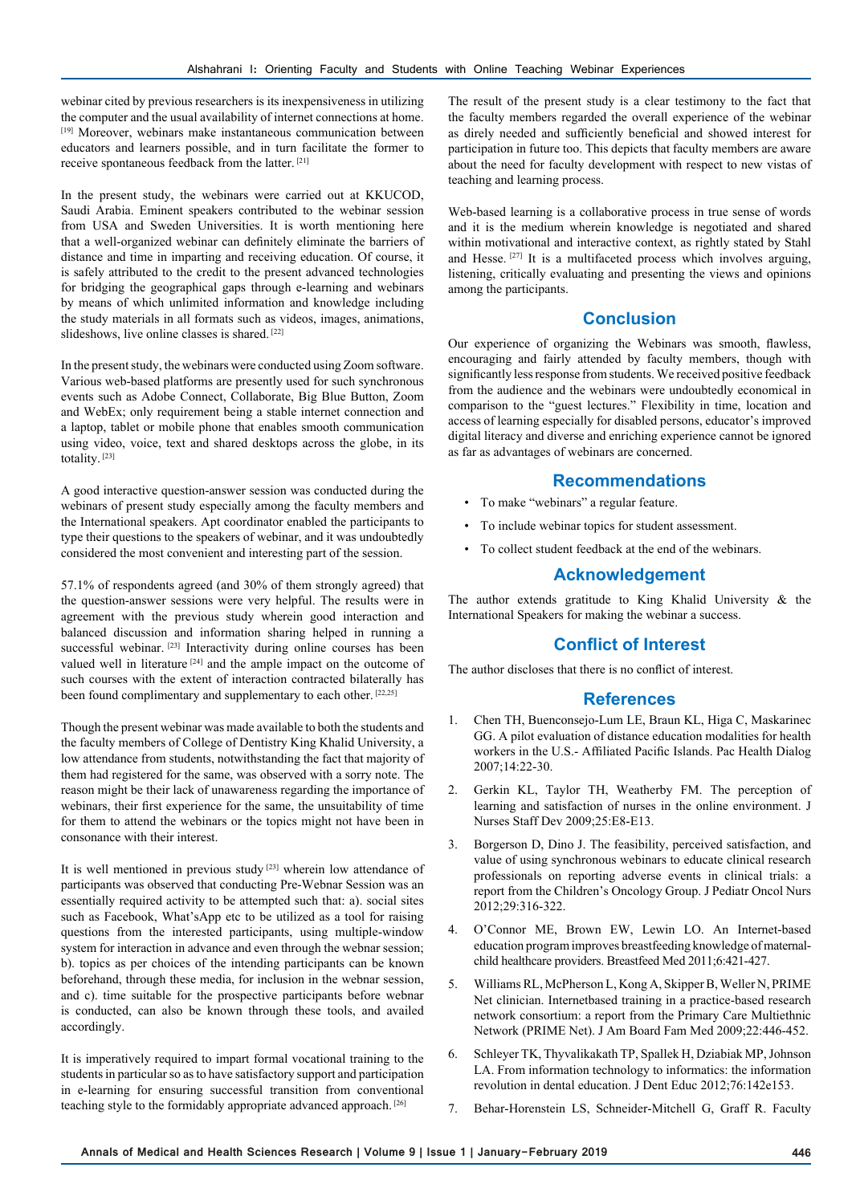webinar cited by previous researchers is its inexpensiveness in utilizing the computer and the usual availability of internet connections at home.[19] Moreover, webinars make instantaneous communication between educators and learners possible, and in turn facilitate the former to receive spontaneous feedback from the latter.[21]

In the present study, the webinars were carried out at KKUCOD, Saudi Arabia. Eminent speakers contributed to the webinar session from USA and Sweden Universities. It is worth mentioning here that a well-organized webinar can definitely eliminate the barriers of distance and time in imparting and receiving education. Of course, it is safely attributed to the credit to the present advanced technologies for bridging the geographical gaps through e-learning and webinars by means of which unlimited information and knowledge including the study materials in all formats such as videos, images, animations, slideshows, live online classes is shared.[22]

In the present study, the webinars were conducted using Zoom software. Various web-based platforms are presently used for such synchronous events such as Adobe Connect, Collaborate, Big Blue Button, Zoom and WebEx; only requirement being a stable internet connection and a laptop, tablet or mobile phone that enables smooth communication using video, voice, text and shared desktops across the globe, in its totality.[23]

A good interactive question-answer session was conducted during the webinars of present study especially among the faculty members and the International speakers. Apt coordinator enabled the participants to type their questions to the speakers of webinar, and it was undoubtedly considered the most convenient and interesting part of the session.

57.1% of respondents agreed (and 30% of them strongly agreed) that the question-answer sessions were very helpful. The results were in agreement with the previous study wherein good interaction and balanced discussion and information sharing helped in running a successful webinar.[23] Interactivity during online courses has been valued well in literature[24] and the ample impact on the outcome of such courses with the extent of interaction contracted bilaterally has been found complimentary and supplementary to each other.[22,25]

Though the present webinar was made available to both the students and the faculty members of College of Dentistry King Khalid University, a low attendance from students, notwithstanding the fact that majority of them had registered for the same, was observed with a sorry note. The reason might be their lack of unawareness regarding the importance of webinars, their first experience for the same, the unsuitability of time for them to attend the webinars or the topics might not have been in consonance with their interest.

It is well mentioned in previous study[23] wherein low attendance of participants was observed that conducting Pre-Webnar Session was an essentially required activity to be attempted such that: a). social sites such as Facebook, What'sApp etc to be utilized as a tool for raising questions from the interested participants, using multiple-window system for interaction in advance and even through the webnar session; b). topics as per choices of the intending participants can be known beforehand, through these media, for inclusion in the webnar session, and c). time suitable for the prospective participants before webnar is conducted, can also be known through these tools, and availed accordingly.

It is imperatively required to impart formal vocational training to the students in particular so as to have satisfactory support and participation in e-learning for ensuring successful transition from conventional teaching style to the formidably appropriate advanced approach.[26]

The result of the present study is a clear testimony to the fact that the faculty members regarded the overall experience of the webinar as direly needed and sufficiently beneficial and showed interest for participation in future too. This depicts that faculty members are aware about the need for faculty development with respect to new vistas of teaching and learning process.

Web-based learning is a collaborative process in true sense of words and it is the medium wherein knowledge is negotiated and shared within motivational and interactive context, as rightly stated by Stahl and Hesse.[27] It is a multifaceted process which involves arguing, listening, critically evaluating and presenting the views and opinions among the participants.

## Conclusion

Our experience of organizing the Webinars was smooth, flawless, encouraging and fairly attended by faculty members, though with significantly less response from students. We received positive feedback from the audience and the webinars were undoubtedly economical in comparison to the "guest lectures." Flexibility in time, location and access of learning especially for disabled persons, educator's improved digital literacy and diverse and enriching experience cannot be ignored as far as advantages of webinars are concerned.

## Recommendations

- To make "webinars" a regular feature.
- To include webinar topics for student assessment.
- To collect student feedback at the end of the webinars.

## Acknowledgement

The author extends gratitude to King Khalid University & the International Speakers for making the webinar a success.

## Conflict of Interest

The author discloses that there is no conflict of interest.

## References

1. Chen TH, Buenconsejo-Lum LE, Braun KL, Higa C, Maskarinec GG. A pilot evaluation of distance education modalities for health workers in the U.S.- Affiliated Pacific Islands. Pac Health Dialog 2007;14:22-30.
2. Gerkin KL, Taylor TH, Weatherby FM. The perception of learning and satisfaction of nurses in the online environment. J Nurses Staff Dev 2009;25:E8-E13.
3. Borgerson D, Dino J. The feasibility, perceived satisfaction, and value of using synchronous webinars to educate clinical research professionals on reporting adverse events in clinical trials: a report from the Children's Oncology Group. J Pediatr Oncol Nurs 2012;29:316-322.
4. O'Connor ME, Brown EW, Lewin LO. An Internet-based education program improves breastfeeding knowledge of maternal-child healthcare providers. Breastfeed Med 2011;6:421-427.
5. Williams RL, McPherson L, Kong A, Skipper B, Weller N, PRIME Net clinician. Internetbased training in a practice-based research network consortium: a report from the Primary Care Multiethnic Network (PRIME Net). J Am Board Fam Med 2009;22:446-452.
6. Schleyer TK, Thyvalikakath TP, Spallek H, Dziabiak MP, Johnson LA. From information technology to informatics: the information revolution in dental education. J Dent Educ 2012;76:142e153.
7. Behar-Horenstein LS, Schneider-Mitchell G, Graff R. Faculty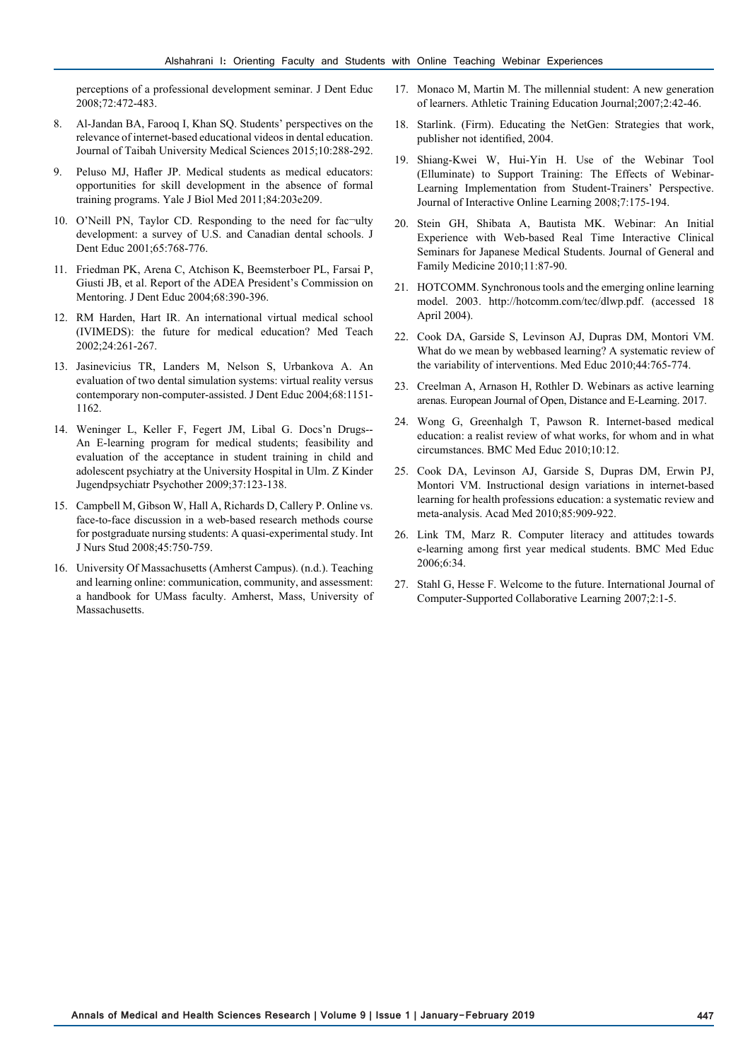perceptions of a professional development seminar. J Dent Educ 2008;72:472-483.

8. Al-Jandan BA, Farooq I, Khan SQ. Students' perspectives on the relevance of internet-based educational videos in dental education. Journal of Taibah University Medical Sciences 2015;10:288-292.

9. Peluso MJ, Hafler JP. Medical students as medical educators: opportunities for skill development in the absence of formal training programs. Yale J Biol Med 2011;84:203e209.

10. O'Neill PN, Taylor CD. Responding to the need for fac¬ulty development: a survey of U.S. and Canadian dental schools. J Dent Educ 2001;65:768-776.

11. Friedman PK, Arena C, Atchison K, Beemsterboer PL, Farsai P, Giusti JB, et al. Report of the ADEA President's Commission on Mentoring. J Dent Educ 2004;68:390-396.

12. RM Harden, Hart IR. An international virtual medical school (IVIMEDS): the future for medical education? Med Teach 2002;24:261-267.

13. Jasinevicius TR, Landers M, Nelson S, Urbankova A. An evaluation of two dental simulation systems: virtual reality versus contemporary non-computer-assisted. J Dent Educ 2004;68:1151-1162.

14. Weninger L, Keller F, Fegert JM, Libal G. Docs'n Drugs--An E-learning program for medical students; feasibility and evaluation of the acceptance in student training in child and adolescent psychiatry at the University Hospital in Ulm. Z Kinder Jugendpsychiatr Psychother 2009;37:123-138.

15. Campbell M, Gibson W, Hall A, Richards D, Callery P. Online vs. face-to-face discussion in a web-based research methods course for postgraduate nursing students: A quasi-experimental study. Int J Nurs Stud 2008;45:750-759.

16. University Of Massachusetts (Amherst Campus). (n.d.). Teaching and learning online: communication, community, and assessment: a handbook for UMass faculty. Amherst, Mass, University of Massachusetts.

17. Monaco M, Martin M. The millennial student: A new generation of learners. Athletic Training Education Journal;2007;2:42-46.

18. Starlink. (Firm). Educating the NetGen: Strategies that work, publisher not identified, 2004.

19. Shiang-Kwei W, Hui-Yin H. Use of the Webinar Tool (Elluminate) to Support Training: The Effects of Webinar-Learning Implementation from Student-Trainers' Perspective. Journal of Interactive Online Learning 2008;7:175-194.

20. Stein GH, Shibata A, Bautista MK. Webinar: An Initial Experience with Web-based Real Time Interactive Clinical Seminars for Japanese Medical Students. Journal of General and Family Medicine 2010;11:87-90.

21. HOTCOMM. Synchronous tools and the emerging online learning model. 2003. http://hotcomm.com/tec/dlwp.pdf. (accessed 18 April 2004).

22. Cook DA, Garside S, Levinson AJ, Dupras DM, Montori VM. What do we mean by webbased learning? A systematic review of the variability of interventions. Med Educ 2010;44:765-774.

23. Creelman A, Arnason H, Rothler D. Webinars as active learning arenas. European Journal of Open, Distance and E-Learning. 2017.

24. Wong G, Greenhalgh T, Pawson R. Internet-based medical education: a realist review of what works, for whom and in what circumstances. BMC Med Educ 2010;10:12.

25. Cook DA, Levinson AJ, Garside S, Dupras DM, Erwin PJ, Montori VM. Instructional design variations in internet-based learning for health professions education: a systematic review and meta-analysis. Acad Med 2010;85:909-922.

26. Link TM, Marz R. Computer literacy and attitudes towards e-learning among first year medical students. BMC Med Educ 2006;6:34.

27. Stahl G, Hesse F. Welcome to the future. International Journal of Computer-Supported Collaborative Learning 2007;2:1-5.